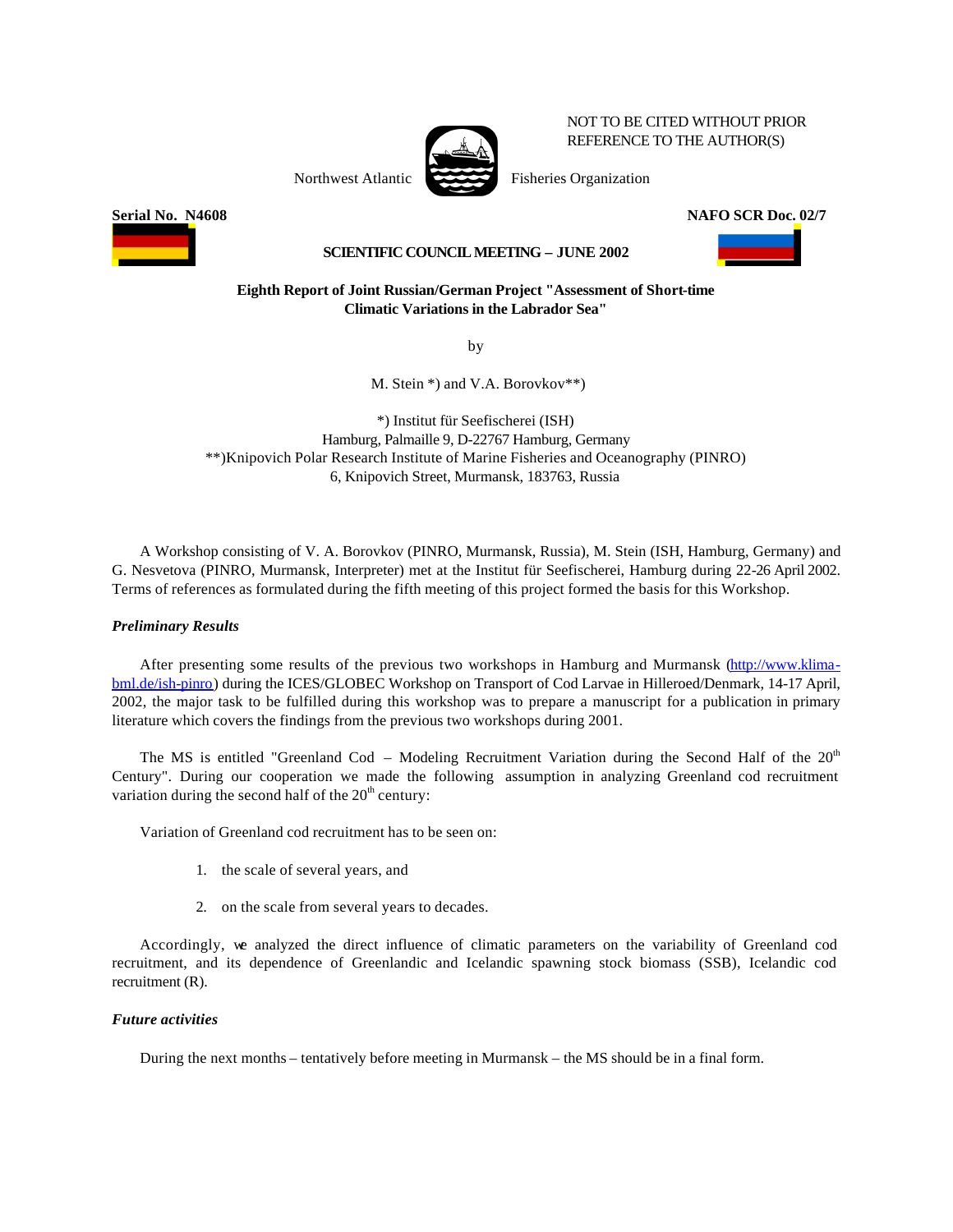NOT TO BE CITED WITHOUT PRIOR REFERENCE TO THE AUTHOR(S)

Northwest Atlantic Fisheries Organization

**Serial No. N4608** **NAFO SCR Doc. 02/7**

**SCIENTIFIC COUNCIL MEETING – JUNE 2002**

**Eighth Report of Joint Russian/German Project "Assessment of Short-time Climatic Variations in the Labrador Sea"**

by

M. Stein \*) and V.A. Borovkov\*\*)

\*) Institut für Seefischerei (ISH)
Hamburg, Palmaille 9, D-22767 Hamburg, Germany
\*\*)Knipovich Polar Research Institute of Marine Fisheries and Oceanography (PINRO)
6, Knipovich Street, Murmansk, 183763, Russia

A Workshop consisting of V. A. Borovkov (PINRO, Murmansk, Russia), M. Stein (ISH, Hamburg, Germany) and G. Nesvetova (PINRO, Murmansk, Interpreter) met at the Institut für Seefischerei, Hamburg during 22-26 April 2002. Terms of references as formulated during the fifth meeting of this project formed the basis for this Workshop.

***Preliminary Results***

After presenting some results of the previous two workshops in Hamburg and Murmansk (http://www.klima-bml.de/ish-pinro) during the ICES/GLOBEC Workshop on Transport of Cod Larvae in Hilleroed/Denmark, 14-17 April, 2002, the major task to be fulfilled during this workshop was to prepare a manuscript for a publication in primary literature which covers the findings from the previous two workshops during 2001.

The MS is entitled "Greenland Cod – Modeling Recruitment Variation during the Second Half of the 20th Century". During our cooperation we made the following assumption in analyzing Greenland cod recruitment variation during the second half of the 20th century:

Variation of Greenland cod recruitment has to be seen on:

1. the scale of several years, and
2. on the scale from several years to decades.

Accordingly, we analyzed the direct influence of climatic parameters on the variability of Greenland cod recruitment, and its dependence of Greenlandic and Icelandic spawning stock biomass (SSB), Icelandic cod recruitment (R).

***Future activities***

During the next months – tentatively before meeting in Murmansk – the MS should be in a final form.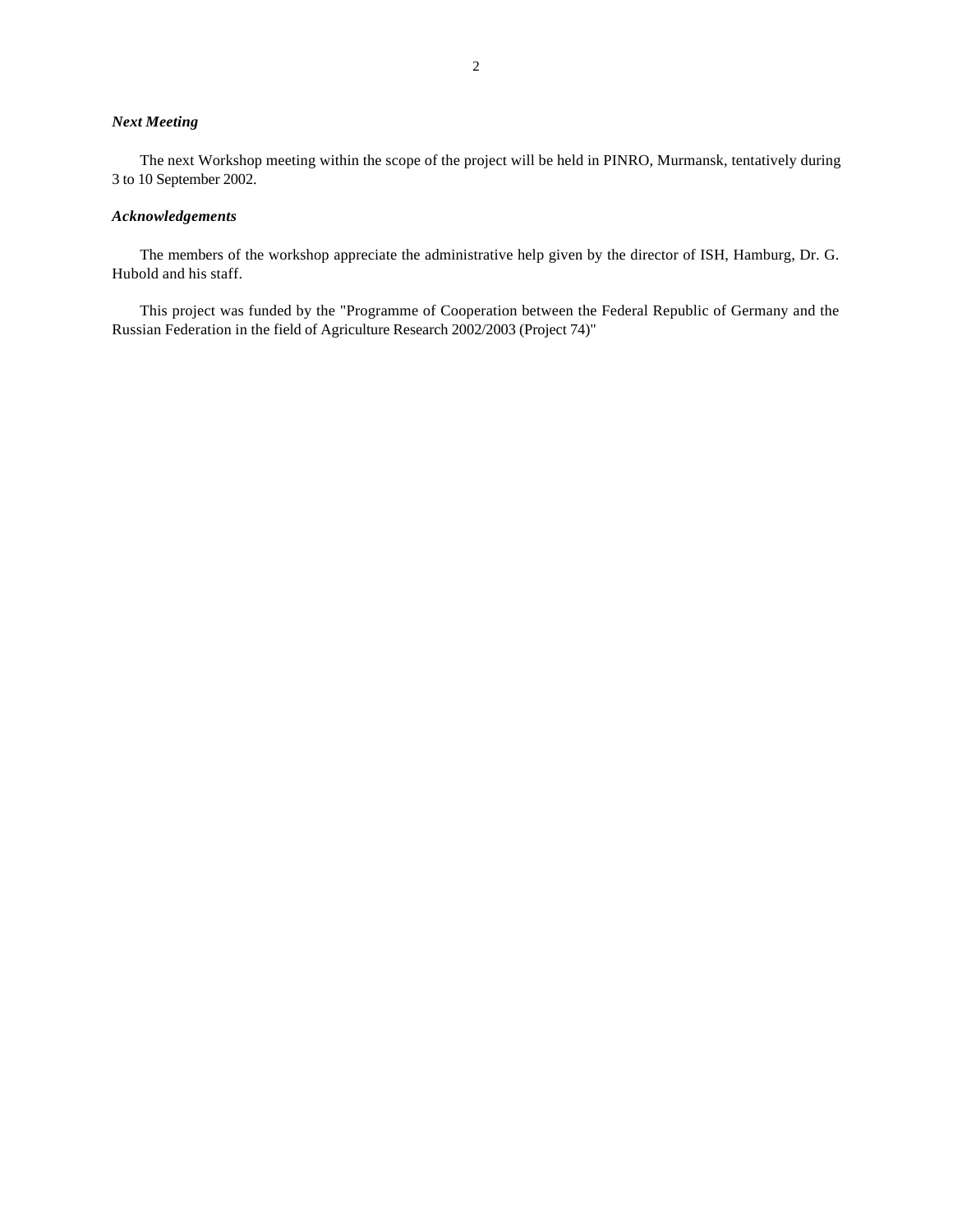### *Next Meeting*

The next Workshop meeting within the scope of the project will be held in PINRO, Murmansk, tentatively during 3 to 10 September 2002.

### *Acknowledgements*

The members of the workshop appreciate the administrative help given by the director of ISH, Hamburg, Dr. G. Hubold and his staff.

This project was funded by the "Programme of Cooperation between the Federal Republic of Germany and the Russian Federation in the field of Agriculture Research 2002/2003 (Project 74)"